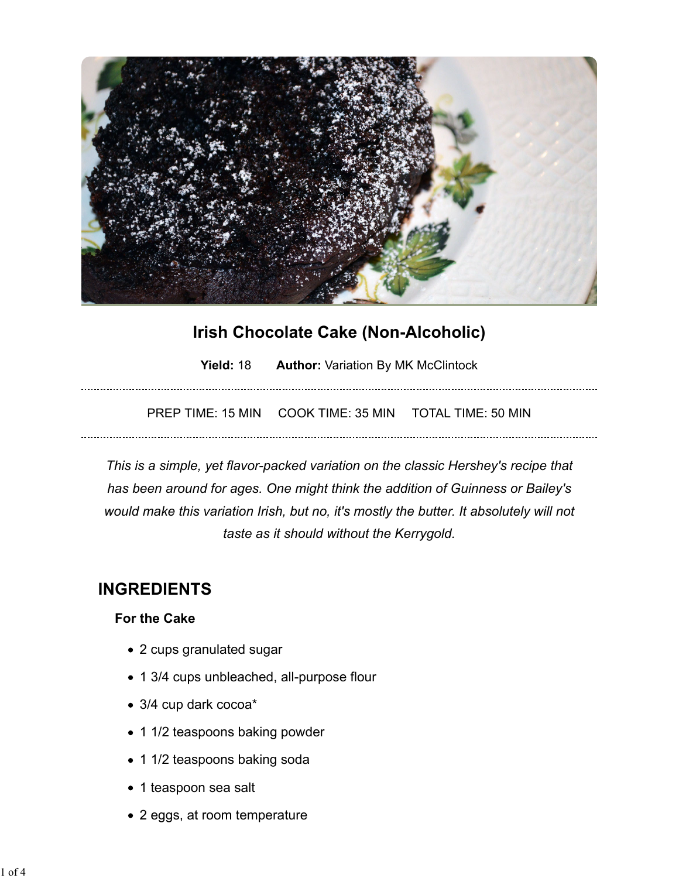# Irish Chocolate Cake (Non-Alcoholic)

**Yield:** 18 **Author:** Variation By MK McClintock

PREP TIME: 15 MIN COOK TIME: 35 MIN TOTAL TIME: 50 MIN

*This is a simple, yet flavor-packed variation on the classic Hershey's recipe that has been around for ages. One might think the addition of Guinness or Bailey's would make this variation Irish, but no, it's mostly the butter. It absolutely will not taste as it should without the Kerrygold.*

## INGREDIENTS

### For the Cake

- 2 cups granulated sugar
- 1 3/4 cups unbleached, all-purpose flour
- 3/4 cup dark cocoa*
- 1 1/2 teaspoons baking powder
- 1 1/2 teaspoons baking soda
- 1 teaspoon sea salt
- 2 eggs, at room temperature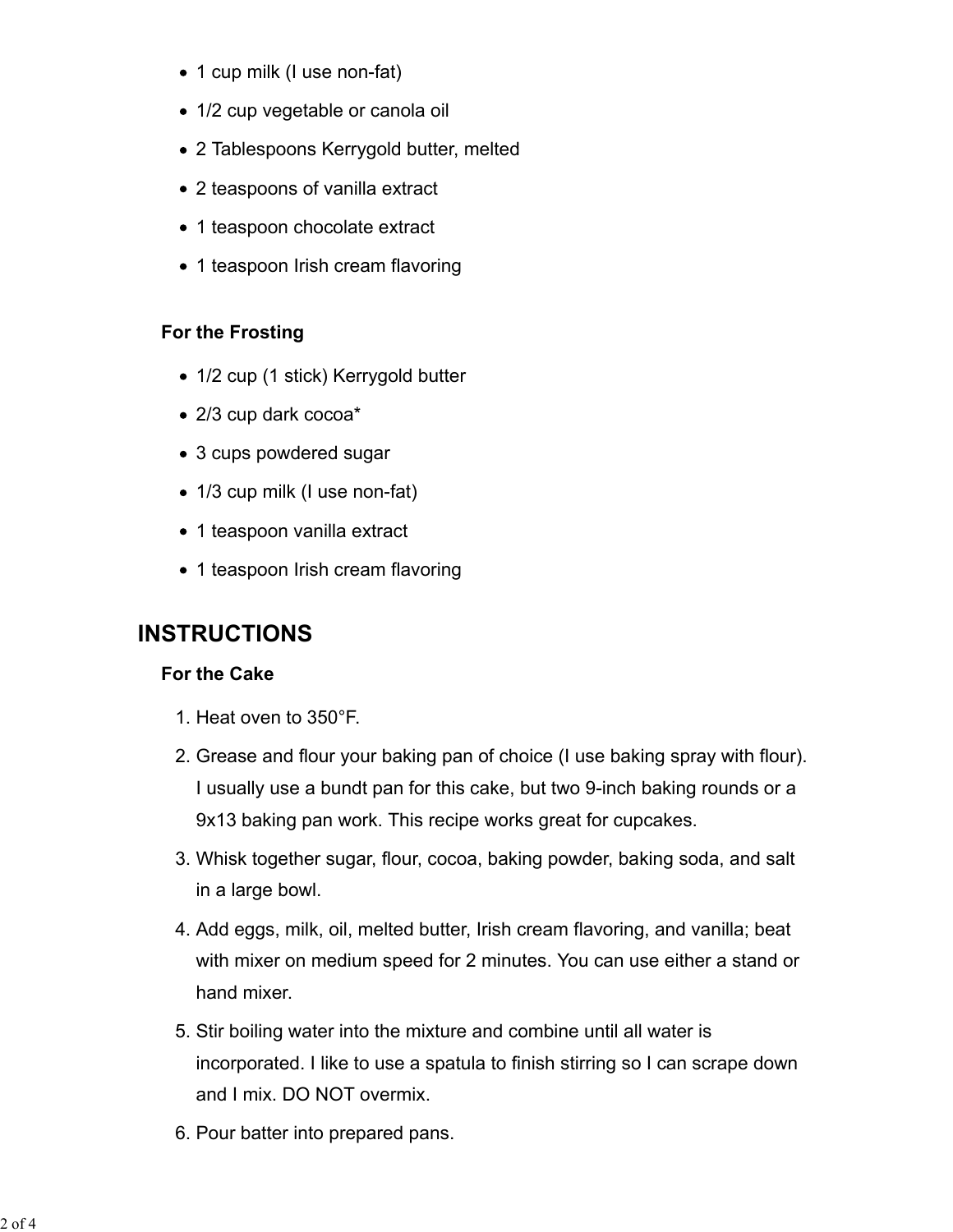- 1 cup milk (I use non-fat)
- 1/2 cup vegetable or canola oil
- 2 Tablespoons Kerrygold butter, melted
- 2 teaspoons of vanilla extract
- 1 teaspoon chocolate extract
- 1 teaspoon Irish cream flavoring

### For the Frosting

- 1/2 cup (1 stick) Kerrygold butter
- 2/3 cup dark cocoa*
- 3 cups powdered sugar
- 1/3 cup milk (I use non-fat)
- 1 teaspoon vanilla extract
- 1 teaspoon Irish cream flavoring

## INSTRUCTIONS

### For the Cake

1. Heat oven to 350°F.
2. Grease and flour your baking pan of choice (I use baking spray with flour). I usually use a bundt pan for this cake, but two 9-inch baking rounds or a 9x13 baking pan work. This recipe works great for cupcakes.
3. Whisk together sugar, flour, cocoa, baking powder, baking soda, and salt in a large bowl.
4. Add eggs, milk, oil, melted butter, Irish cream flavoring, and vanilla; beat with mixer on medium speed for 2 minutes. You can use either a stand or hand mixer.
5. Stir boiling water into the mixture and combine until all water is incorporated. I like to use a spatula to finish stirring so I can scrape down and I mix. DO NOT overmix.
6. Pour batter into prepared pans.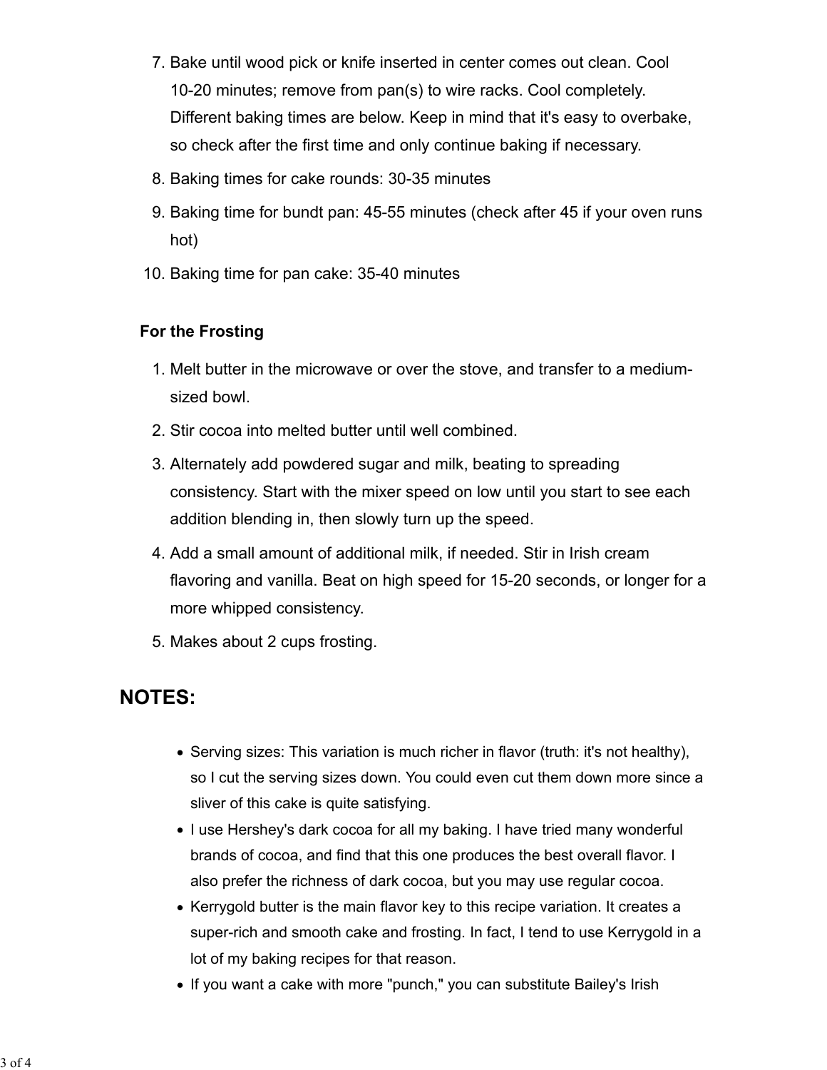7. Bake until wood pick or knife inserted in center comes out clean. Cool 10-20 minutes; remove from pan(s) to wire racks. Cool completely. Different baking times are below. Keep in mind that it's easy to overbake, so check after the first time and only continue baking if necessary.
8. Baking times for cake rounds: 30-35 minutes
9. Baking time for bundt pan: 45-55 minutes (check after 45 if your oven runs hot)
10. Baking time for pan cake: 35-40 minutes

**For the Frosting**

1. Melt butter in the microwave or over the stove, and transfer to a medium-sized bowl.
2. Stir cocoa into melted butter until well combined.
3. Alternately add powdered sugar and milk, beating to spreading consistency. Start with the mixer speed on low until you start to see each addition blending in, then slowly turn up the speed.
4. Add a small amount of additional milk, if needed. Stir in Irish cream flavoring and vanilla. Beat on high speed for 15-20 seconds, or longer for a more whipped consistency.
5. Makes about 2 cups frosting.

## NOTES:

- Serving sizes: This variation is much richer in flavor (truth: it's not healthy), so I cut the serving sizes down. You could even cut them down more since a sliver of this cake is quite satisfying.
- I use Hershey's dark cocoa for all my baking. I have tried many wonderful brands of cocoa, and find that this one produces the best overall flavor. I also prefer the richness of dark cocoa, but you may use regular cocoa.
- Kerrygold butter is the main flavor key to this recipe variation. It creates a super-rich and smooth cake and frosting. In fact, I tend to use Kerrygold in a lot of my baking recipes for that reason.
- If you want a cake with more "punch," you can substitute Bailey's Irish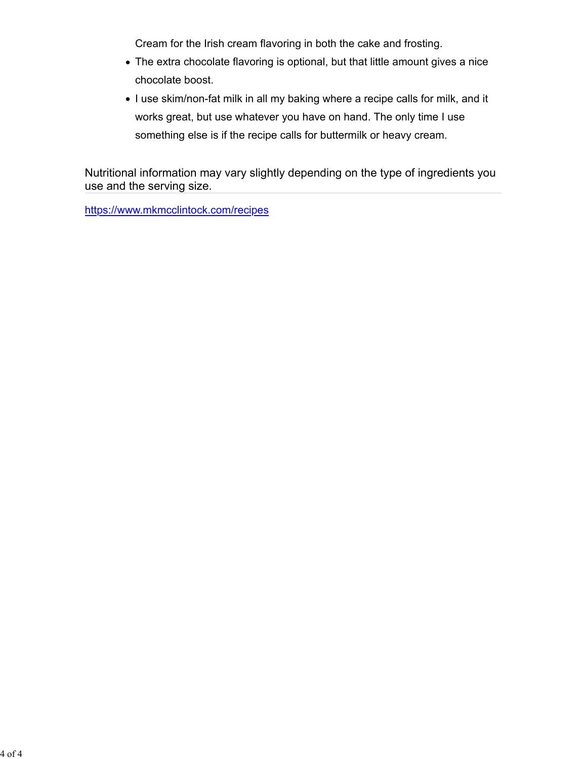Cream for the Irish cream flavoring in both the cake and frosting.

- The extra chocolate flavoring is optional, but that little amount gives a nice chocolate boost.
- I use skim/non-fat milk in all my baking where a recipe calls for milk, and it works great, but use whatever you have on hand. The only time I use something else is if the recipe calls for buttermilk or heavy cream.

Nutritional information may vary slightly depending on the type of ingredients you use and the serving size.

https://www.mkmcclintock.com/recipes